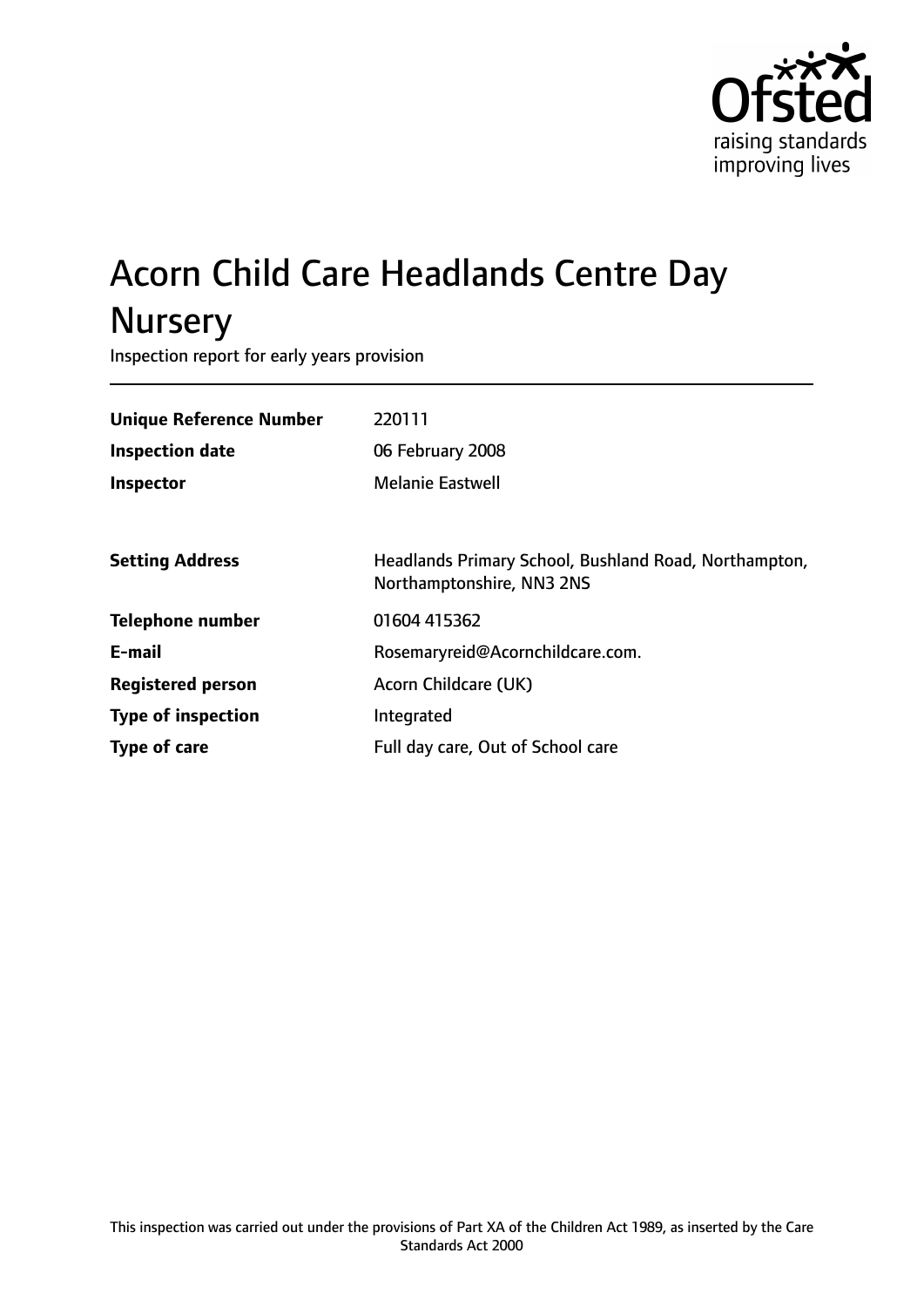# Acorn Child Care Headlands Centre Day Nursery

Inspection report for early years provision

| | |
|---|---|
| **Unique Reference Number** | 220111 |
| **Inspection date** | 06 February 2008 |
| **Inspector** | Melanie Eastwell |
| | |
| **Setting Address** | Headlands Primary School, Bushland Road, Northampton, Northamptonshire, NN3 2NS |
| **Telephone number** | 01604 415362 |
| **E-mail** | Rosemaryreid@Acornchildcare.com. |
| **Registered person** | Acorn Childcare (UK) |
| **Type of inspection** | Integrated |
| **Type of care** | Full day care, Out of School care |

This inspection was carried out under the provisions of Part XA of the Children Act 1989, as inserted by the Care Standards Act 2000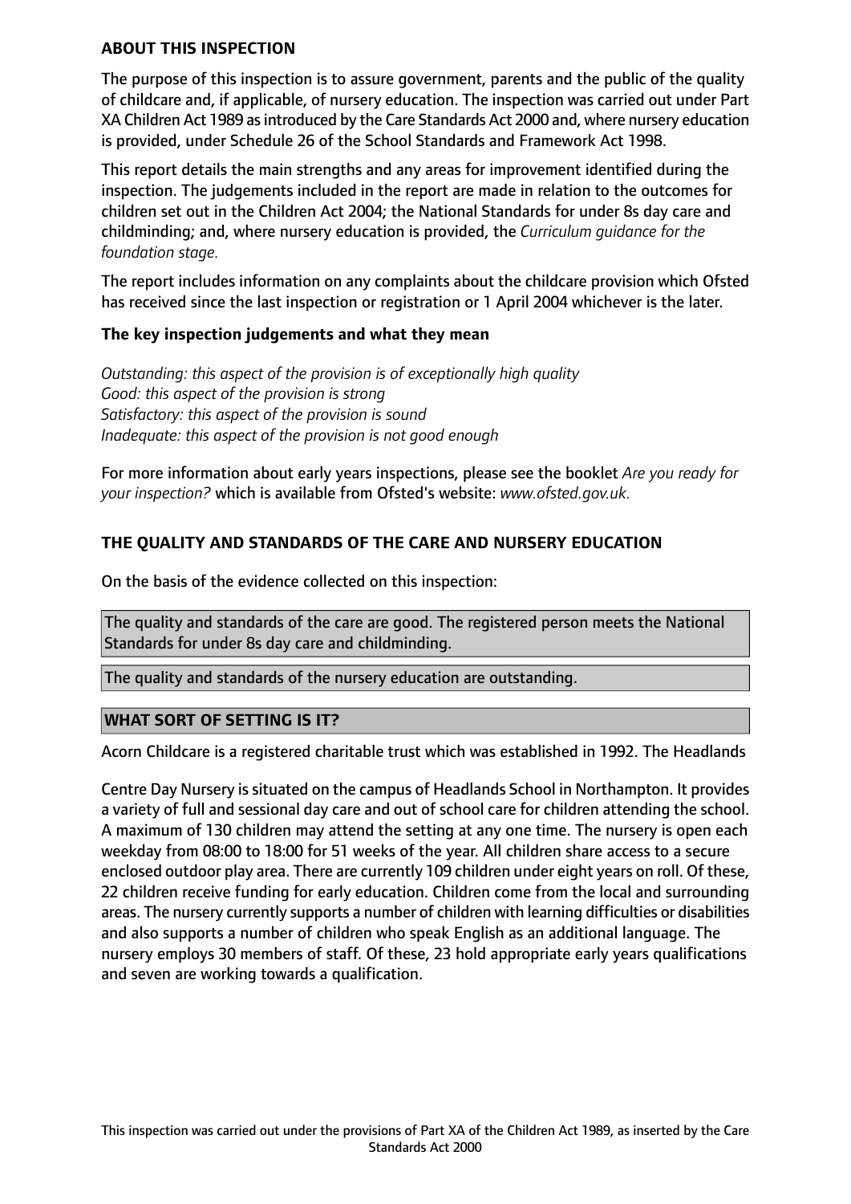## ABOUT THIS INSPECTION

The purpose of this inspection is to assure government, parents and the public of the quality of childcare and, if applicable, of nursery education. The inspection was carried out under Part XA Children Act 1989 as introduced by the Care Standards Act 2000 and, where nursery education is provided, under Schedule 26 of the School Standards and Framework Act 1998.

This report details the main strengths and any areas for improvement identified during the inspection. The judgements included in the report are made in relation to the outcomes for children set out in the Children Act 2004; the National Standards for under 8s day care and childminding; and, where nursery education is provided, the *Curriculum guidance for the foundation stage.*

The report includes information on any complaints about the childcare provision which Ofsted has received since the last inspection or registration or 1 April 2004 whichever is the later.

### The key inspection judgements and what they mean

*Outstanding: this aspect of the provision is of exceptionally high quality*
*Good: this aspect of the provision is strong*
*Satisfactory: this aspect of the provision is sound*
*Inadequate: this aspect of the provision is not good enough*

For more information about early years inspections, please see the booklet *Are you ready for your inspection?* which is available from Ofsted's website: *www.ofsted.gov.uk.*

## THE QUALITY AND STANDARDS OF THE CARE AND NURSERY EDUCATION

On the basis of the evidence collected on this inspection:

The quality and standards of the care are good. The registered person meets the National Standards for under 8s day care and childminding.

The quality and standards of the nursery education are outstanding.

## WHAT SORT OF SETTING IS IT?

Acorn Childcare is a registered charitable trust which was established in 1992. The Headlands

Centre Day Nursery is situated on the campus of Headlands School in Northampton. It provides a variety of full and sessional day care and out of school care for children attending the school. A maximum of 130 children may attend the setting at any one time. The nursery is open each weekday from 08:00 to 18:00 for 51 weeks of the year. All children share access to a secure enclosed outdoor play area. There are currently 109 children under eight years on roll. Of these, 22 children receive funding for early education. Children come from the local and surrounding areas. The nursery currently supports a number of children with learning difficulties or disabilities and also supports a number of children who speak English as an additional language. The nursery employs 30 members of staff. Of these, 23 hold appropriate early years qualifications and seven are working towards a qualification.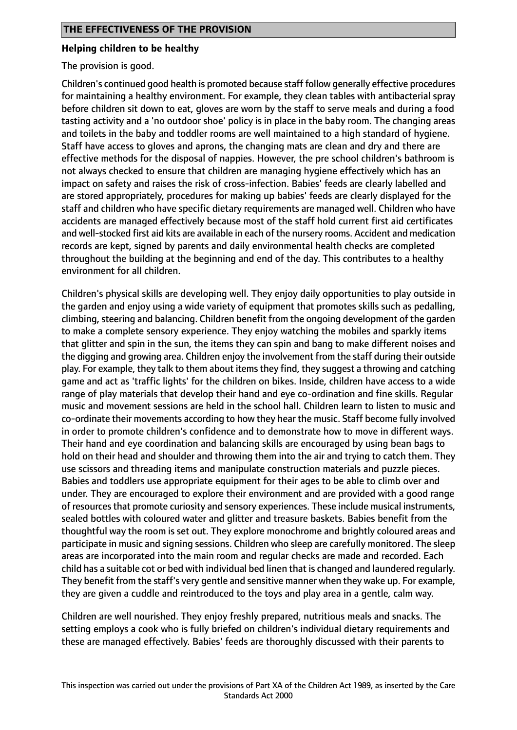## THE EFFECTIVENESS OF THE PROVISION

**Helping children to be healthy**

The provision is good.

Children's continued good health is promoted because staff follow generally effective procedures for maintaining a healthy environment. For example, they clean tables with antibacterial spray before children sit down to eat, gloves are worn by the staff to serve meals and during a food tasting activity and a 'no outdoor shoe' policy is in place in the baby room. The changing areas and toilets in the baby and toddler rooms are well maintained to a high standard of hygiene. Staff have access to gloves and aprons, the changing mats are clean and dry and there are effective methods for the disposal of nappies. However, the pre school children's bathroom is not always checked to ensure that children are managing hygiene effectively which has an impact on safety and raises the risk of cross-infection. Babies' feeds are clearly labelled and are stored appropriately, procedures for making up babies' feeds are clearly displayed for the staff and children who have specific dietary requirements are managed well. Children who have accidents are managed effectively because most of the staff hold current first aid certificates and well-stocked first aid kits are available in each of the nursery rooms. Accident and medication records are kept, signed by parents and daily environmental health checks are completed throughout the building at the beginning and end of the day. This contributes to a healthy environment for all children.

Children's physical skills are developing well. They enjoy daily opportunities to play outside in the garden and enjoy using a wide variety of equipment that promotes skills such as pedalling, climbing, steering and balancing. Children benefit from the ongoing development of the garden to make a complete sensory experience. They enjoy watching the mobiles and sparkly items that glitter and spin in the sun, the items they can spin and bang to make different noises and the digging and growing area. Children enjoy the involvement from the staff during their outside play. For example, they talk to them about items they find, they suggest a throwing and catching game and act as 'traffic lights' for the children on bikes. Inside, children have access to a wide range of play materials that develop their hand and eye co-ordination and fine skills. Regular music and movement sessions are held in the school hall. Children learn to listen to music and co-ordinate their movements according to how they hear the music. Staff become fully involved in order to promote children's confidence and to demonstrate how to move in different ways. Their hand and eye coordination and balancing skills are encouraged by using bean bags to hold on their head and shoulder and throwing them into the air and trying to catch them. They use scissors and threading items and manipulate construction materials and puzzle pieces. Babies and toddlers use appropriate equipment for their ages to be able to climb over and under. They are encouraged to explore their environment and are provided with a good range of resources that promote curiosity and sensory experiences. These include musical instruments, sealed bottles with coloured water and glitter and treasure baskets. Babies benefit from the thoughtful way the room is set out. They explore monochrome and brightly coloured areas and participate in music and signing sessions. Children who sleep are carefully monitored. The sleep areas are incorporated into the main room and regular checks are made and recorded. Each child has a suitable cot or bed with individual bed linen that is changed and laundered regularly. They benefit from the staff's very gentle and sensitive manner when they wake up. For example, they are given a cuddle and reintroduced to the toys and play area in a gentle, calm way.

Children are well nourished. They enjoy freshly prepared, nutritious meals and snacks. The setting employs a cook who is fully briefed on children's individual dietary requirements and these are managed effectively. Babies' feeds are thoroughly discussed with their parents to

This inspection was carried out under the provisions of Part XA of the Children Act 1989, as inserted by the Care Standards Act 2000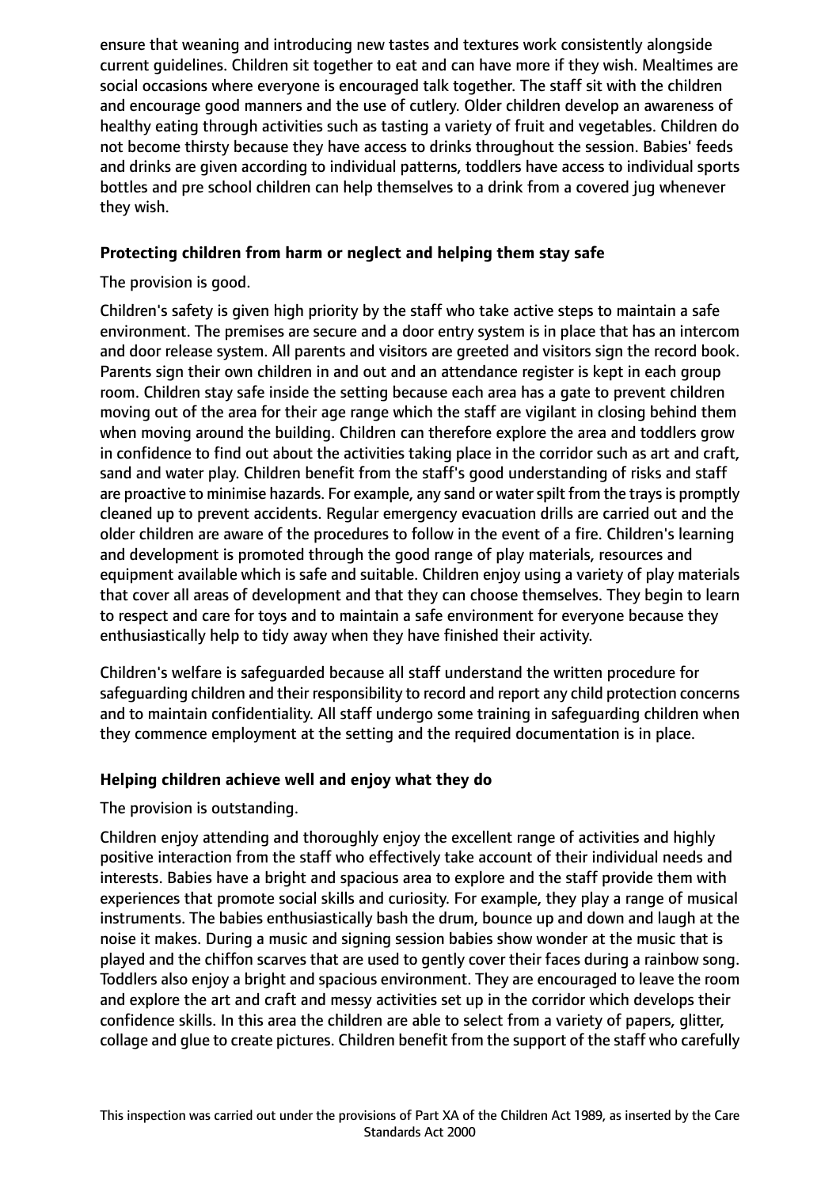ensure that weaning and introducing new tastes and textures work consistently alongside current guidelines. Children sit together to eat and can have more if they wish. Mealtimes are social occasions where everyone is encouraged talk together. The staff sit with the children and encourage good manners and the use of cutlery. Older children develop an awareness of healthy eating through activities such as tasting a variety of fruit and vegetables. Children do not become thirsty because they have access to drinks throughout the session. Babies' feeds and drinks are given according to individual patterns, toddlers have access to individual sports bottles and pre school children can help themselves to a drink from a covered jug whenever they wish.

**Protecting children from harm or neglect and helping them stay safe**

The provision is good.

Children's safety is given high priority by the staff who take active steps to maintain a safe environment. The premises are secure and a door entry system is in place that has an intercom and door release system. All parents and visitors are greeted and visitors sign the record book. Parents sign their own children in and out and an attendance register is kept in each group room. Children stay safe inside the setting because each area has a gate to prevent children moving out of the area for their age range which the staff are vigilant in closing behind them when moving around the building. Children can therefore explore the area and toddlers grow in confidence to find out about the activities taking place in the corridor such as art and craft, sand and water play. Children benefit from the staff's good understanding of risks and staff are proactive to minimise hazards. For example, any sand or water spilt from the trays is promptly cleaned up to prevent accidents. Regular emergency evacuation drills are carried out and the older children are aware of the procedures to follow in the event of a fire. Children's learning and development is promoted through the good range of play materials, resources and equipment available which is safe and suitable. Children enjoy using a variety of play materials that cover all areas of development and that they can choose themselves. They begin to learn to respect and care for toys and to maintain a safe environment for everyone because they enthusiastically help to tidy away when they have finished their activity.

Children's welfare is safeguarded because all staff understand the written procedure for safeguarding children and their responsibility to record and report any child protection concerns and to maintain confidentiality. All staff undergo some training in safeguarding children when they commence employment at the setting and the required documentation is in place.

**Helping children achieve well and enjoy what they do**

The provision is outstanding.

Children enjoy attending and thoroughly enjoy the excellent range of activities and highly positive interaction from the staff who effectively take account of their individual needs and interests. Babies have a bright and spacious area to explore and the staff provide them with experiences that promote social skills and curiosity. For example, they play a range of musical instruments. The babies enthusiastically bash the drum, bounce up and down and laugh at the noise it makes. During a music and signing session babies show wonder at the music that is played and the chiffon scarves that are used to gently cover their faces during a rainbow song. Toddlers also enjoy a bright and spacious environment. They are encouraged to leave the room and explore the art and craft and messy activities set up in the corridor which develops their confidence skills. In this area the children are able to select from a variety of papers, glitter, collage and glue to create pictures. Children benefit from the support of the staff who carefully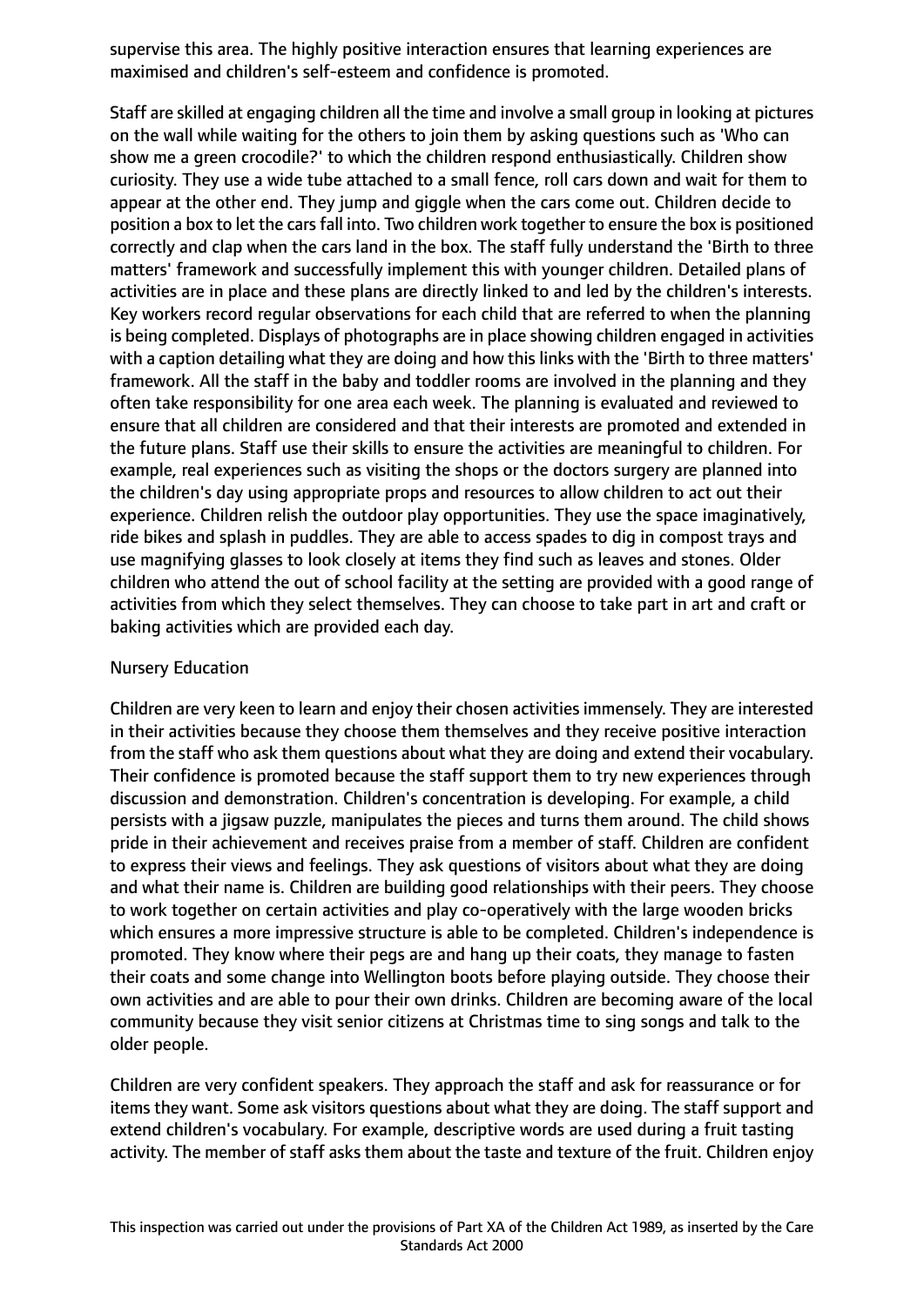supervise this area. The highly positive interaction ensures that learning experiences are maximised and children's self-esteem and confidence is promoted.

Staff are skilled at engaging children all the time and involve a small group in looking at pictures on the wall while waiting for the others to join them by asking questions such as 'Who can show me a green crocodile?' to which the children respond enthusiastically. Children show curiosity. They use a wide tube attached to a small fence, roll cars down and wait for them to appear at the other end. They jump and giggle when the cars come out. Children decide to position a box to let the cars fall into. Two children work together to ensure the box is positioned correctly and clap when the cars land in the box. The staff fully understand the 'Birth to three matters' framework and successfully implement this with younger children. Detailed plans of activities are in place and these plans are directly linked to and led by the children's interests. Key workers record regular observations for each child that are referred to when the planning is being completed. Displays of photographs are in place showing children engaged in activities with a caption detailing what they are doing and how this links with the 'Birth to three matters' framework. All the staff in the baby and toddler rooms are involved in the planning and they often take responsibility for one area each week. The planning is evaluated and reviewed to ensure that all children are considered and that their interests are promoted and extended in the future plans. Staff use their skills to ensure the activities are meaningful to children. For example, real experiences such as visiting the shops or the doctors surgery are planned into the children's day using appropriate props and resources to allow children to act out their experience. Children relish the outdoor play opportunities. They use the space imaginatively, ride bikes and splash in puddles. They are able to access spades to dig in compost trays and use magnifying glasses to look closely at items they find such as leaves and stones. Older children who attend the out of school facility at the setting are provided with a good range of activities from which they select themselves. They can choose to take part in art and craft or baking activities which are provided each day.

Nursery Education

Children are very keen to learn and enjoy their chosen activities immensely. They are interested in their activities because they choose them themselves and they receive positive interaction from the staff who ask them questions about what they are doing and extend their vocabulary. Their confidence is promoted because the staff support them to try new experiences through discussion and demonstration. Children's concentration is developing. For example, a child persists with a jigsaw puzzle, manipulates the pieces and turns them around. The child shows pride in their achievement and receives praise from a member of staff. Children are confident to express their views and feelings. They ask questions of visitors about what they are doing and what their name is. Children are building good relationships with their peers. They choose to work together on certain activities and play co-operatively with the large wooden bricks which ensures a more impressive structure is able to be completed. Children's independence is promoted. They know where their pegs are and hang up their coats, they manage to fasten their coats and some change into Wellington boots before playing outside. They choose their own activities and are able to pour their own drinks. Children are becoming aware of the local community because they visit senior citizens at Christmas time to sing songs and talk to the older people.

Children are very confident speakers. They approach the staff and ask for reassurance or for items they want. Some ask visitors questions about what they are doing. The staff support and extend children's vocabulary. For example, descriptive words are used during a fruit tasting activity. The member of staff asks them about the taste and texture of the fruit. Children enjoy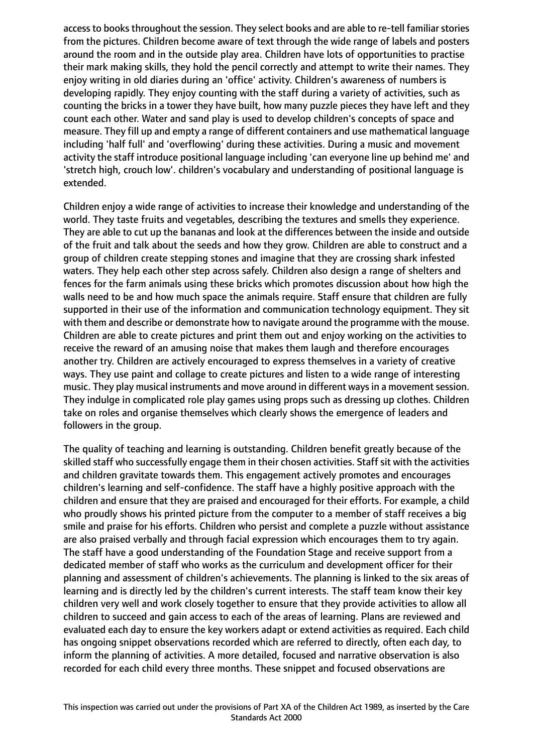access to books throughout the session. They select books and are able to re-tell familiar stories from the pictures. Children become aware of text through the wide range of labels and posters around the room and in the outside play area. Children have lots of opportunities to practise their mark making skills, they hold the pencil correctly and attempt to write their names. They enjoy writing in old diaries during an 'office' activity. Children's awareness of numbers is developing rapidly. They enjoy counting with the staff during a variety of activities, such as counting the bricks in a tower they have built, how many puzzle pieces they have left and they count each other. Water and sand play is used to develop children's concepts of space and measure. They fill up and empty a range of different containers and use mathematical language including 'half full' and 'overflowing' during these activities. During a music and movement activity the staff introduce positional language including 'can everyone line up behind me' and 'stretch high, crouch low'. children's vocabulary and understanding of positional language is extended.

Children enjoy a wide range of activities to increase their knowledge and understanding of the world. They taste fruits and vegetables, describing the textures and smells they experience. They are able to cut up the bananas and look at the differences between the inside and outside of the fruit and talk about the seeds and how they grow. Children are able to construct and a group of children create stepping stones and imagine that they are crossing shark infested waters. They help each other step across safely. Children also design a range of shelters and fences for the farm animals using these bricks which promotes discussion about how high the walls need to be and how much space the animals require. Staff ensure that children are fully supported in their use of the information and communication technology equipment. They sit with them and describe or demonstrate how to navigate around the programme with the mouse. Children are able to create pictures and print them out and enjoy working on the activities to receive the reward of an amusing noise that makes them laugh and therefore encourages another try. Children are actively encouraged to express themselves in a variety of creative ways. They use paint and collage to create pictures and listen to a wide range of interesting music. They play musical instruments and move around in different ways in a movement session. They indulge in complicated role play games using props such as dressing up clothes. Children take on roles and organise themselves which clearly shows the emergence of leaders and followers in the group.

The quality of teaching and learning is outstanding. Children benefit greatly because of the skilled staff who successfully engage them in their chosen activities. Staff sit with the activities and children gravitate towards them. This engagement actively promotes and encourages children's learning and self-confidence. The staff have a highly positive approach with the children and ensure that they are praised and encouraged for their efforts. For example, a child who proudly shows his printed picture from the computer to a member of staff receives a big smile and praise for his efforts. Children who persist and complete a puzzle without assistance are also praised verbally and through facial expression which encourages them to try again. The staff have a good understanding of the Foundation Stage and receive support from a dedicated member of staff who works as the curriculum and development officer for their planning and assessment of children's achievements. The planning is linked to the six areas of learning and is directly led by the children's current interests. The staff team know their key children very well and work closely together to ensure that they provide activities to allow all children to succeed and gain access to each of the areas of learning. Plans are reviewed and evaluated each day to ensure the key workers adapt or extend activities as required. Each child has ongoing snippet observations recorded which are referred to directly, often each day, to inform the planning of activities. A more detailed, focused and narrative observation is also recorded for each child every three months. These snippet and focused observations are

This inspection was carried out under the provisions of Part XA of the Children Act 1989, as inserted by the Care Standards Act 2000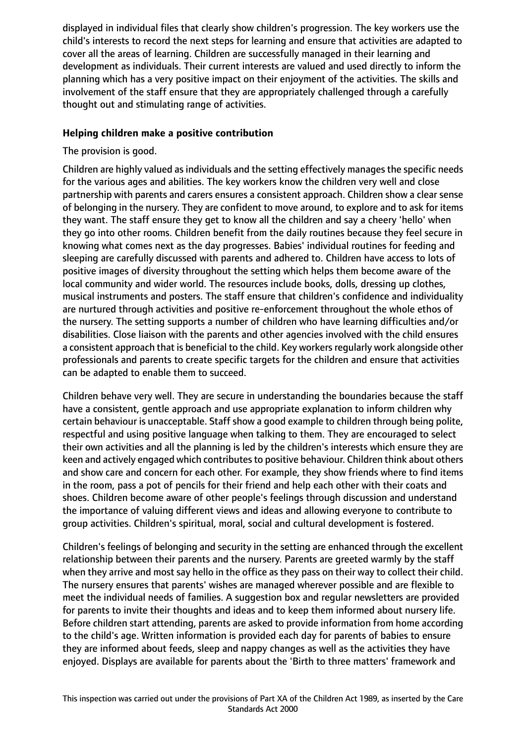displayed in individual files that clearly show children's progression. The key workers use the child's interests to record the next steps for learning and ensure that activities are adapted to cover all the areas of learning. Children are successfully managed in their learning and development as individuals. Their current interests are valued and used directly to inform the planning which has a very positive impact on their enjoyment of the activities. The skills and involvement of the staff ensure that they are appropriately challenged through a carefully thought out and stimulating range of activities.

**Helping children make a positive contribution**

The provision is good.

Children are highly valued as individuals and the setting effectively manages the specific needs for the various ages and abilities. The key workers know the children very well and close partnership with parents and carers ensures a consistent approach. Children show a clear sense of belonging in the nursery. They are confident to move around, to explore and to ask for items they want. The staff ensure they get to know all the children and say a cheery 'hello' when they go into other rooms. Children benefit from the daily routines because they feel secure in knowing what comes next as the day progresses. Babies' individual routines for feeding and sleeping are carefully discussed with parents and adhered to. Children have access to lots of positive images of diversity throughout the setting which helps them become aware of the local community and wider world. The resources include books, dolls, dressing up clothes, musical instruments and posters. The staff ensure that children's confidence and individuality are nurtured through activities and positive re-enforcement throughout the whole ethos of the nursery. The setting supports a number of children who have learning difficulties and/or disabilities. Close liaison with the parents and other agencies involved with the child ensures a consistent approach that is beneficial to the child. Key workers regularly work alongside other professionals and parents to create specific targets for the children and ensure that activities can be adapted to enable them to succeed.

Children behave very well. They are secure in understanding the boundaries because the staff have a consistent, gentle approach and use appropriate explanation to inform children why certain behaviour is unacceptable. Staff show a good example to children through being polite, respectful and using positive language when talking to them. They are encouraged to select their own activities and all the planning is led by the children's interests which ensure they are keen and actively engaged which contributes to positive behaviour. Children think about others and show care and concern for each other. For example, they show friends where to find items in the room, pass a pot of pencils for their friend and help each other with their coats and shoes. Children become aware of other people's feelings through discussion and understand the importance of valuing different views and ideas and allowing everyone to contribute to group activities. Children's spiritual, moral, social and cultural development is fostered.

Children's feelings of belonging and security in the setting are enhanced through the excellent relationship between their parents and the nursery. Parents are greeted warmly by the staff when they arrive and most say hello in the office as they pass on their way to collect their child. The nursery ensures that parents' wishes are managed wherever possible and are flexible to meet the individual needs of families. A suggestion box and regular newsletters are provided for parents to invite their thoughts and ideas and to keep them informed about nursery life. Before children start attending, parents are asked to provide information from home according to the child's age. Written information is provided each day for parents of babies to ensure they are informed about feeds, sleep and nappy changes as well as the activities they have enjoyed. Displays are available for parents about the 'Birth to three matters' framework and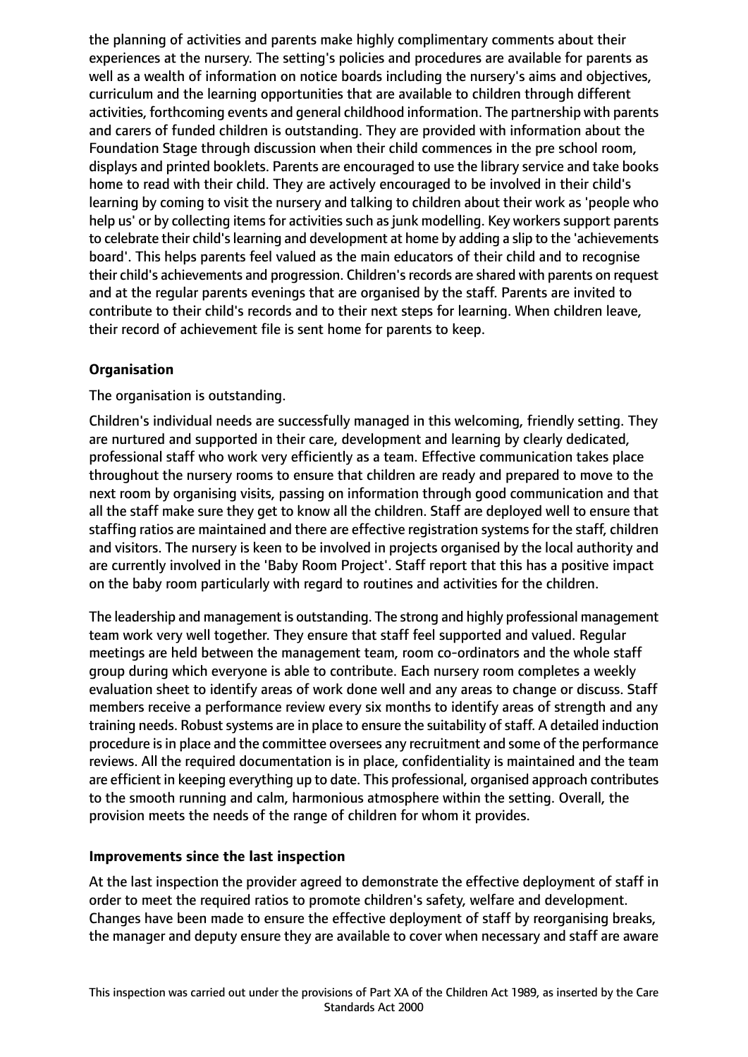the planning of activities and parents make highly complimentary comments about their experiences at the nursery. The setting's policies and procedures are available for parents as well as a wealth of information on notice boards including the nursery's aims and objectives, curriculum and the learning opportunities that are available to children through different activities, forthcoming events and general childhood information. The partnership with parents and carers of funded children is outstanding. They are provided with information about the Foundation Stage through discussion when their child commences in the pre school room, displays and printed booklets. Parents are encouraged to use the library service and take books home to read with their child. They are actively encouraged to be involved in their child's learning by coming to visit the nursery and talking to children about their work as 'people who help us' or by collecting items for activities such as junk modelling. Key workers support parents to celebrate their child's learning and development at home by adding a slip to the 'achievements board'. This helps parents feel valued as the main educators of their child and to recognise their child's achievements and progression. Children's records are shared with parents on request and at the regular parents evenings that are organised by the staff. Parents are invited to contribute to their child's records and to their next steps for learning. When children leave, their record of achievement file is sent home for parents to keep.

**Organisation**

The organisation is outstanding.

Children's individual needs are successfully managed in this welcoming, friendly setting. They are nurtured and supported in their care, development and learning by clearly dedicated, professional staff who work very efficiently as a team. Effective communication takes place throughout the nursery rooms to ensure that children are ready and prepared to move to the next room by organising visits, passing on information through good communication and that all the staff make sure they get to know all the children. Staff are deployed well to ensure that staffing ratios are maintained and there are effective registration systems for the staff, children and visitors. The nursery is keen to be involved in projects organised by the local authority and are currently involved in the 'Baby Room Project'. Staff report that this has a positive impact on the baby room particularly with regard to routines and activities for the children.

The leadership and management is outstanding. The strong and highly professional management team work very well together. They ensure that staff feel supported and valued. Regular meetings are held between the management team, room co-ordinators and the whole staff group during which everyone is able to contribute. Each nursery room completes a weekly evaluation sheet to identify areas of work done well and any areas to change or discuss. Staff members receive a performance review every six months to identify areas of strength and any training needs. Robust systems are in place to ensure the suitability of staff. A detailed induction procedure is in place and the committee oversees any recruitment and some of the performance reviews. All the required documentation is in place, confidentiality is maintained and the team are efficient in keeping everything up to date. This professional, organised approach contributes to the smooth running and calm, harmonious atmosphere within the setting. Overall, the provision meets the needs of the range of children for whom it provides.

**Improvements since the last inspection**

At the last inspection the provider agreed to demonstrate the effective deployment of staff in order to meet the required ratios to promote children's safety, welfare and development. Changes have been made to ensure the effective deployment of staff by reorganising breaks, the manager and deputy ensure they are available to cover when necessary and staff are aware

This inspection was carried out under the provisions of Part XA of the Children Act 1989, as inserted by the Care Standards Act 2000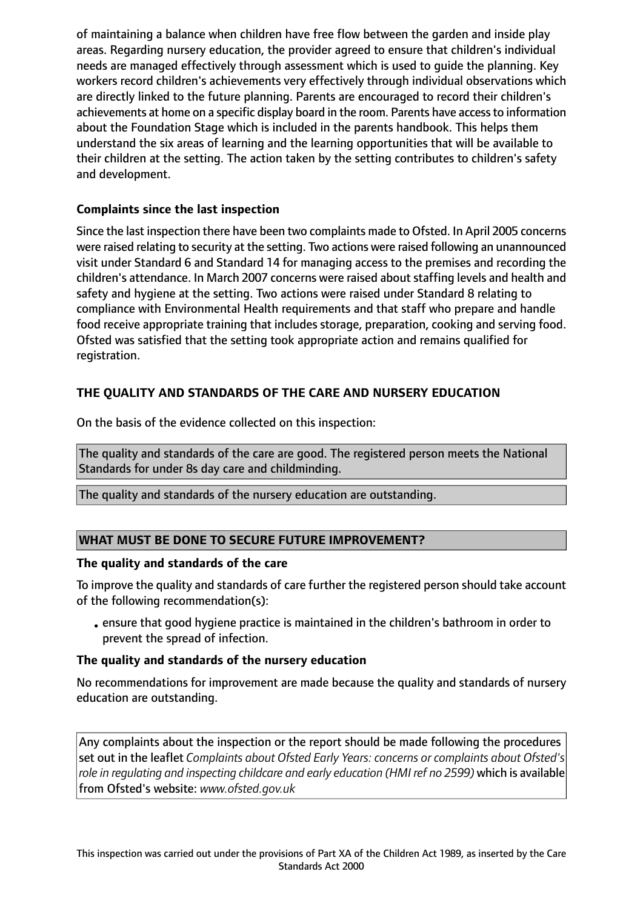of maintaining a balance when children have free flow between the garden and inside play areas. Regarding nursery education, the provider agreed to ensure that children's individual needs are managed effectively through assessment which is used to guide the planning. Key workers record children's achievements very effectively through individual observations which are directly linked to the future planning. Parents are encouraged to record their children's achievements at home on a specific display board in the room. Parents have access to information about the Foundation Stage which is included in the parents handbook. This helps them understand the six areas of learning and the learning opportunities that will be available to their children at the setting. The action taken by the setting contributes to children's safety and development.

### Complaints since the last inspection

Since the last inspection there have been two complaints made to Ofsted. In April 2005 concerns were raised relating to security at the setting. Two actions were raised following an unannounced visit under Standard 6 and Standard 14 for managing access to the premises and recording the children's attendance. In March 2007 concerns were raised about staffing levels and health and safety and hygiene at the setting. Two actions were raised under Standard 8 relating to compliance with Environmental Health requirements and that staff who prepare and handle food receive appropriate training that includes storage, preparation, cooking and serving food. Ofsted was satisfied that the setting took appropriate action and remains qualified for registration.

## THE QUALITY AND STANDARDS OF THE CARE AND NURSERY EDUCATION

On the basis of the evidence collected on this inspection:

The quality and standards of the care are good. The registered person meets the National Standards for under 8s day care and childminding.

The quality and standards of the nursery education are outstanding.

## WHAT MUST BE DONE TO SECURE FUTURE IMPROVEMENT?

### The quality and standards of the care

To improve the quality and standards of care further the registered person should take account of the following recommendation(s):

- ensure that good hygiene practice is maintained in the children's bathroom in order to prevent the spread of infection.

### The quality and standards of the nursery education

No recommendations for improvement are made because the quality and standards of nursery education are outstanding.

Any complaints about the inspection or the report should be made following the procedures set out in the leaflet *Complaints about Ofsted Early Years: concerns or complaints about Ofsted's role in regulating and inspecting childcare and early education (HMI ref no 2599)* which is available from Ofsted's website: *www.ofsted.gov.uk*

This inspection was carried out under the provisions of Part XA of the Children Act 1989, as inserted by the Care Standards Act 2000